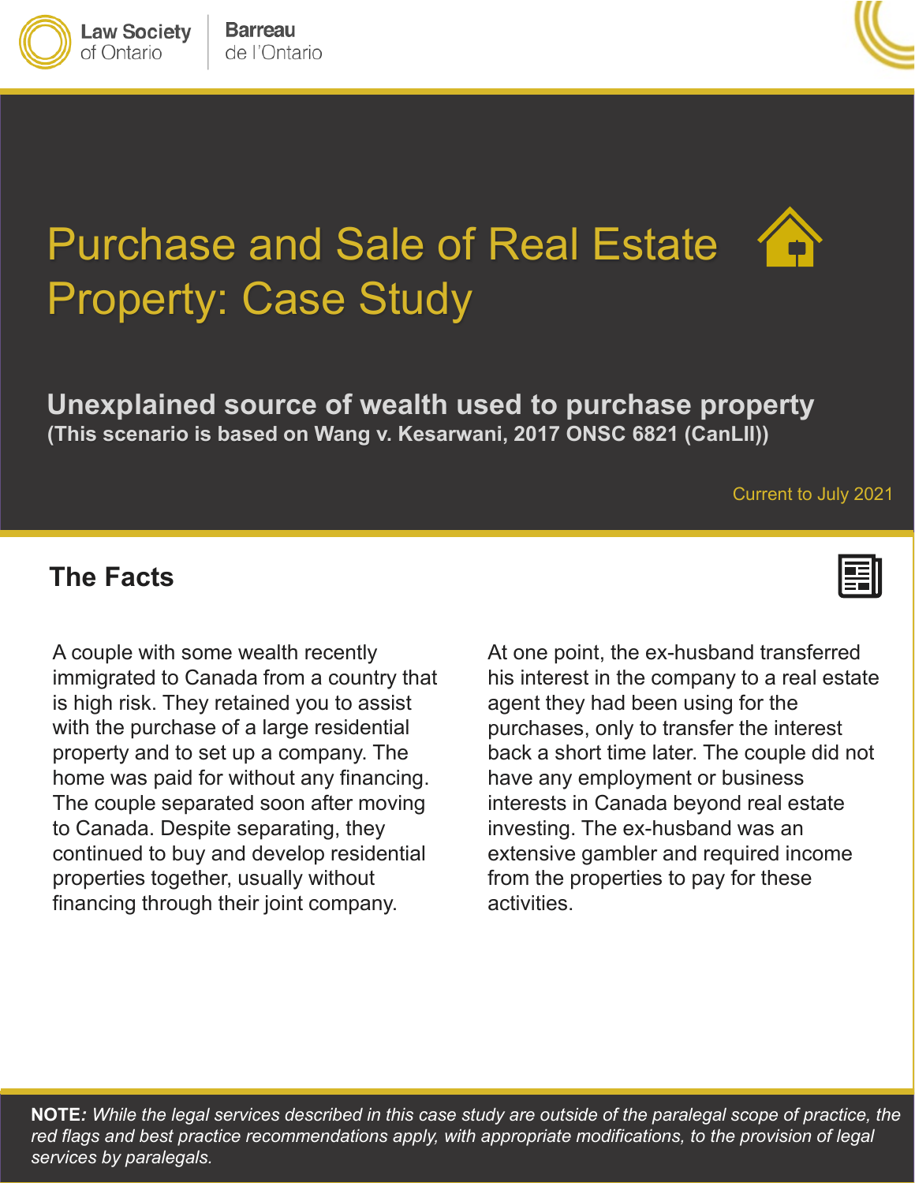Law Society of Ontario | Barreau de l'Ontario

# Purchase and Sale of Real Estate Property: Case Study

## Unexplained source of wealth used to purchase property

**(This scenario is based on Wang v. Kesarwani, 2017 ONSC 6821 (CanLII))**

Current to July 2021

## The Facts

A couple with some wealth recently immigrated to Canada from a country that is high risk. They retained you to assist with the purchase of a large residential property and to set up a company. The home was paid for without any financing. The couple separated soon after moving to Canada. Despite separating, they continued to buy and develop residential properties together, usually without financing through their joint company.

At one point, the ex-husband transferred his interest in the company to a real estate agent they had been using for the purchases, only to transfer the interest back a short time later. The couple did not have any employment or business interests in Canada beyond real estate investing. The ex-husband was an extensive gambler and required income from the properties to pay for these activities.

**NOTE:** *While the legal services described in this case study are outside of the paralegal scope of practice, the red flags and best practice recommendations apply, with appropriate modifications, to the provision of legal services by paralegals.*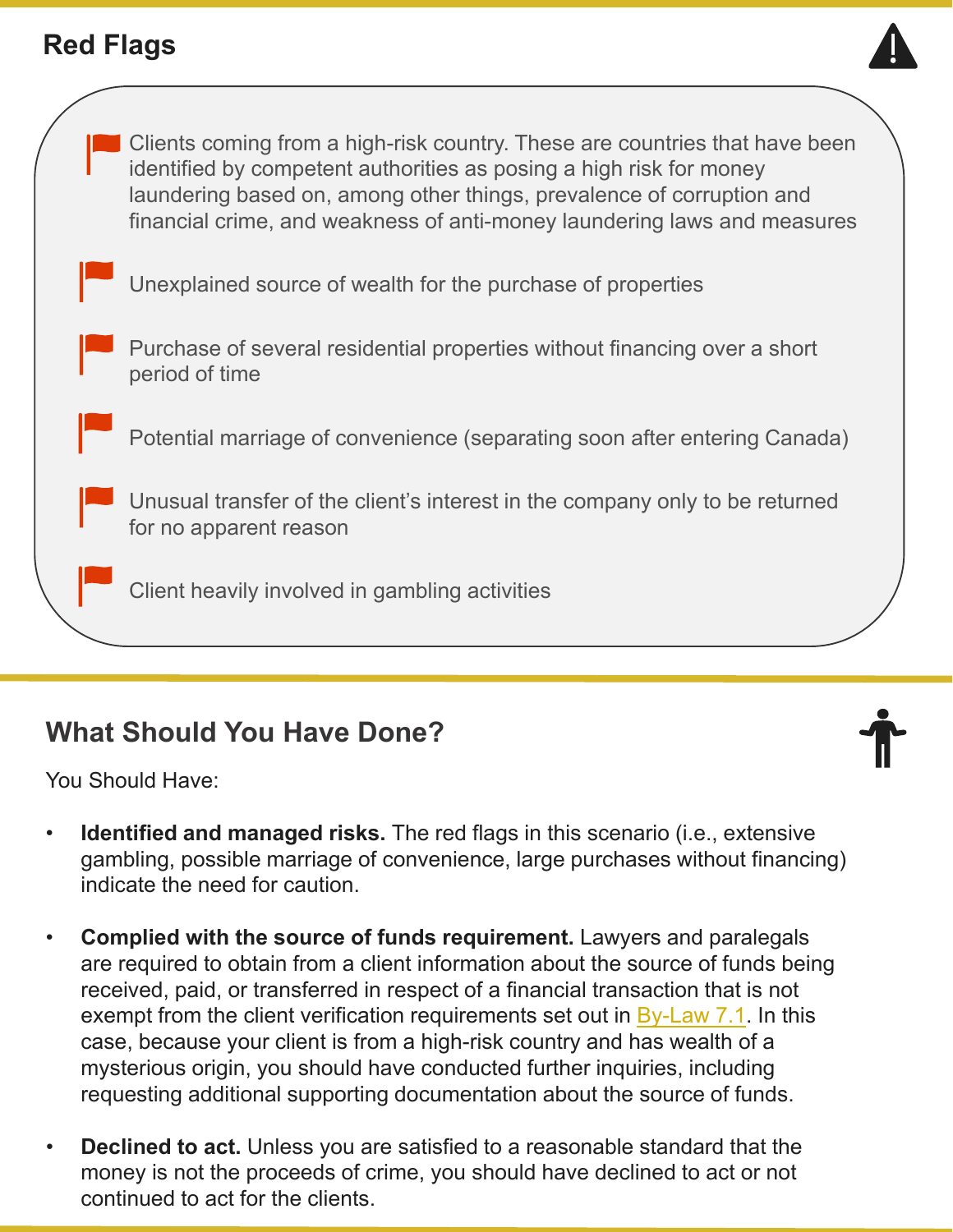## Red Flags

- Clients coming from a high-risk country. These are countries that have been identified by competent authorities as posing a high risk for money laundering based on, among other things, prevalence of corruption and financial crime, and weakness of anti-money laundering laws and measures
- Unexplained source of wealth for the purchase of properties
- Purchase of several residential properties without financing over a short period of time
- Potential marriage of convenience (separating soon after entering Canada)
- Unusual transfer of the client's interest in the company only to be returned for no apparent reason
- Client heavily involved in gambling activities

## What Should You Have Done?

You Should Have:

- **Identified and managed risks.** The red flags in this scenario (i.e., extensive gambling, possible marriage of convenience, large purchases without financing) indicate the need for caution.
- **Complied with the source of funds requirement.** Lawyers and paralegals are required to obtain from a client information about the source of funds being received, paid, or transferred in respect of a financial transaction that is not exempt from the client verification requirements set out in By-Law 7.1. In this case, because your client is from a high-risk country and has wealth of a mysterious origin, you should have conducted further inquiries, including requesting additional supporting documentation about the source of funds.
- **Declined to act.** Unless you are satisfied to a reasonable standard that the money is not the proceeds of crime, you should have declined to act or not continued to act for the clients.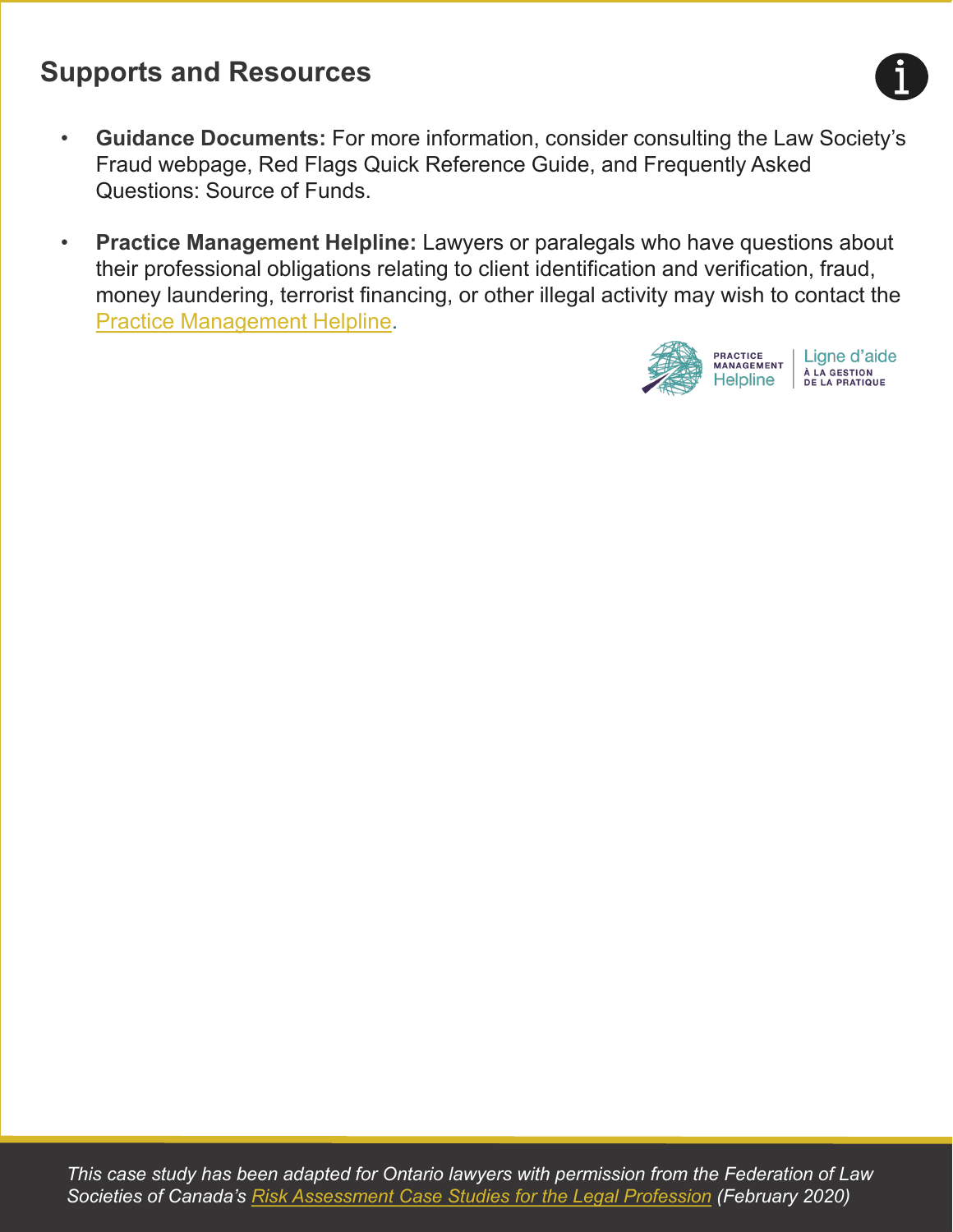## Supports and Resources

- **Guidance Documents:** For more information, consider consulting the Law Society's Fraud webpage, Red Flags Quick Reference Guide, and Frequently Asked Questions: Source of Funds.

- **Practice Management Helpline:** Lawyers or paralegals who have questions about their professional obligations relating to client identification and verification, fraud, money laundering, terrorist financing, or other illegal activity may wish to contact the Practice Management Helpline.

PRACTICE MANAGEMENT Helpline | Ligne d'aide À LA GESTION DE LA PRATIQUE

*This case study has been adapted for Ontario lawyers with permission from the Federation of Law Societies of Canada's Risk Assessment Case Studies for the Legal Profession (February 2020)*